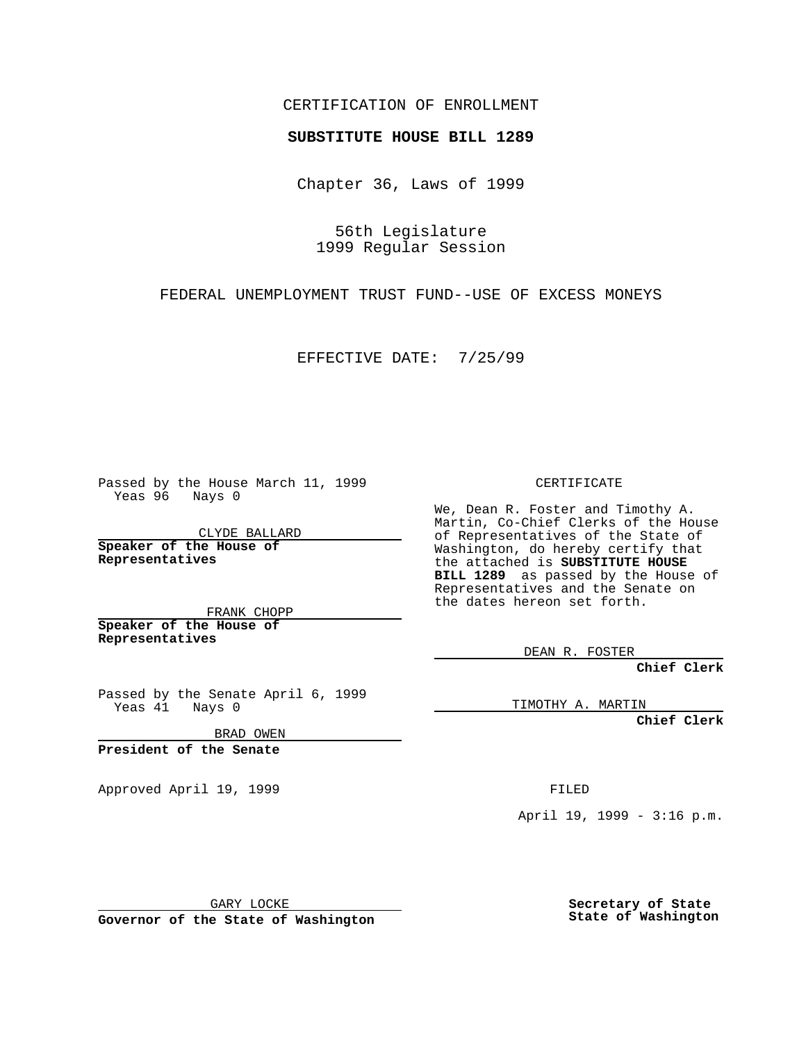CERTIFICATION OF ENROLLMENT

**SUBSTITUTE HOUSE BILL 1289**

Chapter 36, Laws of 1999

56th Legislature
1999 Regular Session

FEDERAL UNEMPLOYMENT TRUST FUND--USE OF EXCESS MONEYS

EFFECTIVE DATE: 7/25/99

Passed by the House March 11, 1999
Yeas 96 Nays 0

CLYDE BALLARD

**Speaker of the House of Representatives**

FRANK CHOPP

**Speaker of the House of Representatives**

Passed by the Senate April 6, 1999
Yeas 41 Nays 0

BRAD OWEN

**President of the Senate**

Approved April 19, 1999

GARY LOCKE

**Governor of the State of Washington**

CERTIFICATE

We, Dean R. Foster and Timothy A. Martin, Co-Chief Clerks of the House of Representatives of the State of Washington, do hereby certify that the attached is **SUBSTITUTE HOUSE BILL 1289** as passed by the House of Representatives and the Senate on the dates hereon set forth.

DEAN R. FOSTER

**Chief Clerk**

TIMOTHY A. MARTIN

**Chief Clerk**

FILED

April 19, 1999 - 3:16 p.m.

**Secretary of State**
**State of Washington**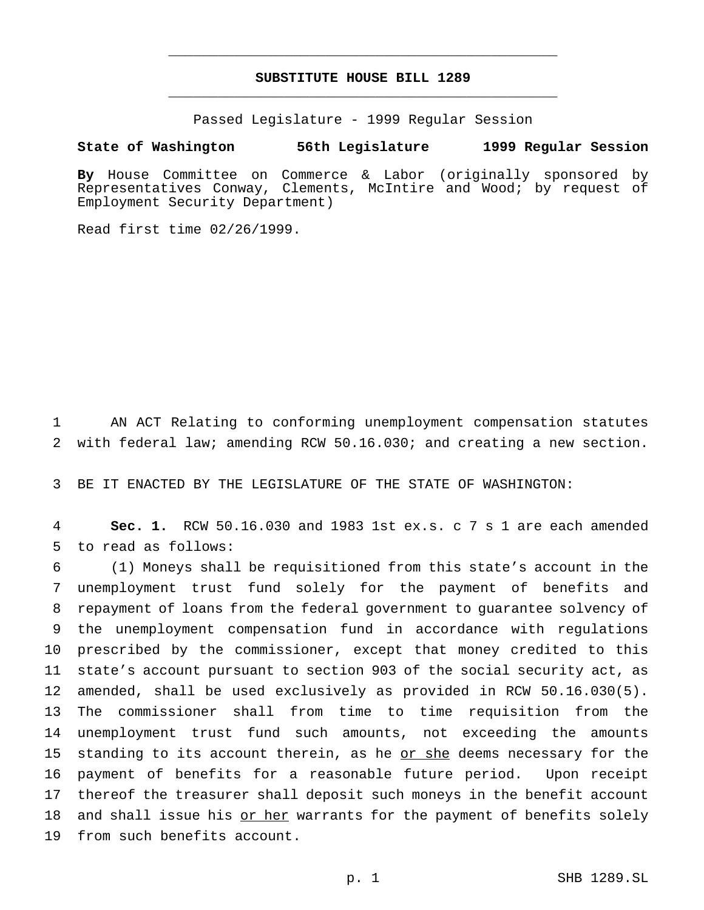# SUBSTITUTE HOUSE BILL 1289

Passed Legislature - 1999 Regular Session

**State of Washington 56th Legislature 1999 Regular Session**

**By** House Committee on Commerce & Labor (originally sponsored by Representatives Conway, Clements, McIntire and Wood; by request of Employment Security Department)

Read first time 02/26/1999.

1 AN ACT Relating to conforming unemployment compensation statutes
2 with federal law; amending RCW 50.16.030; and creating a new section.

3 BE IT ENACTED BY THE LEGISLATURE OF THE STATE OF WASHINGTON:

4 **Sec. 1.** RCW 50.16.030 and 1983 1st ex.s. c 7 s 1 are each amended
5 to read as follows:

6 (1) Moneys shall be requisitioned from this state's account in the
7 unemployment trust fund solely for the payment of benefits and
8 repayment of loans from the federal government to guarantee solvency of
9 the unemployment compensation fund in accordance with regulations
10 prescribed by the commissioner, except that money credited to this
11 state's account pursuant to section 903 of the social security act, as
12 amended, shall be used exclusively as provided in RCW 50.16.030(5).
13 The commissioner shall from time to time requisition from the
14 unemployment trust fund such amounts, not exceeding the amounts
15 standing to its account therein, as he <u>or she</u> deems necessary for the
16 payment of benefits for a reasonable future period. Upon receipt
17 thereof the treasurer shall deposit such moneys in the benefit account
18 and shall issue his <u>or her</u> warrants for the payment of benefits solely
19 from such benefits account.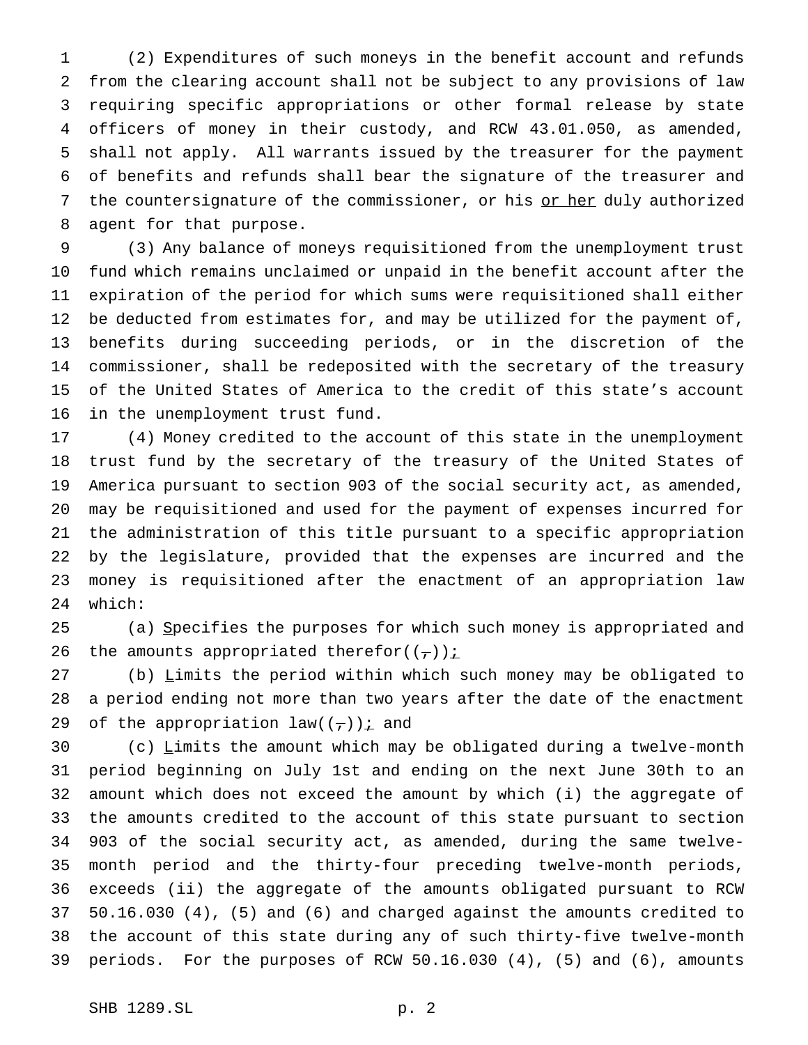(2) Expenditures of such moneys in the benefit account and refunds from the clearing account shall not be subject to any provisions of law requiring specific appropriations or other formal release by state officers of money in their custody, and RCW 43.01.050, as amended, shall not apply. All warrants issued by the treasurer for the payment of benefits and refunds shall bear the signature of the treasurer and the countersignature of the commissioner, or his <u>or her</u> duly authorized agent for that purpose.

(3) Any balance of moneys requisitioned from the unemployment trust fund which remains unclaimed or unpaid in the benefit account after the expiration of the period for which sums were requisitioned shall either be deducted from estimates for, and may be utilized for the payment of, benefits during succeeding periods, or in the discretion of the commissioner, shall be redeposited with the secretary of the treasury of the United States of America to the credit of this state's account in the unemployment trust fund.

(4) Money credited to the account of this state in the unemployment trust fund by the secretary of the treasury of the United States of America pursuant to section 903 of the social security act, as amended, may be requisitioned and used for the payment of expenses incurred for the administration of this title pursuant to a specific appropriation by the legislature, provided that the expenses are incurred and the money is requisitioned after the enactment of an appropriation law which:

(a) <u>S</u>pecifies the purposes for which such money is appropriated and the amounts appropriated therefor((~~,~~))<u>;</u>

(b) <u>L</u>imits the period within which such money may be obligated to a period ending not more than two years after the date of the enactment of the appropriation law((~~,~~))<u>;</u> and

(c) <u>L</u>imits the amount which may be obligated during a twelve-month period beginning on July 1st and ending on the next June 30th to an amount which does not exceed the amount by which (i) the aggregate of the amounts credited to the account of this state pursuant to section 903 of the social security act, as amended, during the same twelve-month period and the thirty-four preceding twelve-month periods, exceeds (ii) the aggregate of the amounts obligated pursuant to RCW 50.16.030 (4), (5) and (6) and charged against the amounts credited to the account of this state during any of such thirty-five twelve-month periods. For the purposes of RCW 50.16.030 (4), (5) and (6), amounts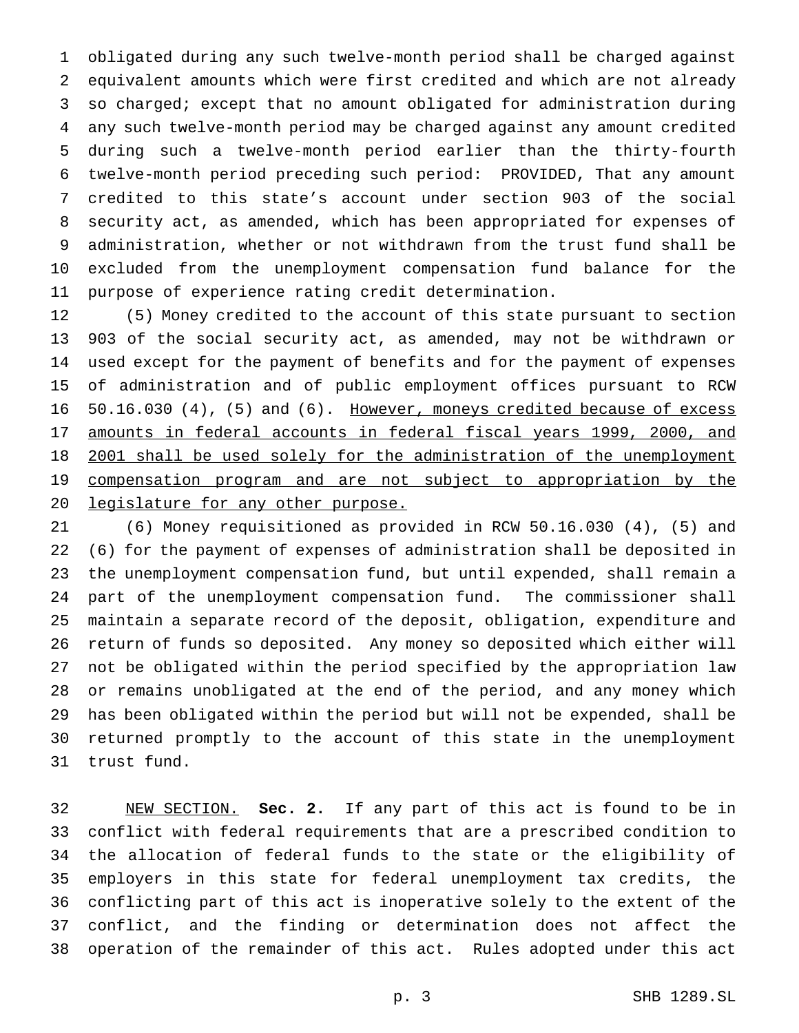obligated during any such twelve-month period shall be charged against equivalent amounts which were first credited and which are not already so charged; except that no amount obligated for administration during any such twelve-month period may be charged against any amount credited during such a twelve-month period earlier than the thirty-fourth twelve-month period preceding such period: PROVIDED, That any amount credited to this state's account under section 903 of the social security act, as amended, which has been appropriated for expenses of administration, whether or not withdrawn from the trust fund shall be excluded from the unemployment compensation fund balance for the purpose of experience rating credit determination.

(5) Money credited to the account of this state pursuant to section 903 of the social security act, as amended, may not be withdrawn or used except for the payment of benefits and for the payment of expenses of administration and of public employment offices pursuant to RCW 50.16.030 (4), (5) and (6). <u>However, moneys credited because of excess amounts in federal accounts in federal fiscal years 1999, 2000, and 2001 shall be used solely for the administration of the unemployment compensation program and are not subject to appropriation by the legislature for any other purpose.</u>

(6) Money requisitioned as provided in RCW 50.16.030 (4), (5) and (6) for the payment of expenses of administration shall be deposited in the unemployment compensation fund, but until expended, shall remain a part of the unemployment compensation fund. The commissioner shall maintain a separate record of the deposit, obligation, expenditure and return of funds so deposited. Any money so deposited which either will not be obligated within the period specified by the appropriation law or remains unobligated at the end of the period, and any money which has been obligated within the period but will not be expended, shall be returned promptly to the account of this state in the unemployment trust fund.

<u>NEW SECTION.</u> **Sec. 2.** If any part of this act is found to be in conflict with federal requirements that are a prescribed condition to the allocation of federal funds to the state or the eligibility of employers in this state for federal unemployment tax credits, the conflicting part of this act is inoperative solely to the extent of the conflict, and the finding or determination does not affect the operation of the remainder of this act. Rules adopted under this act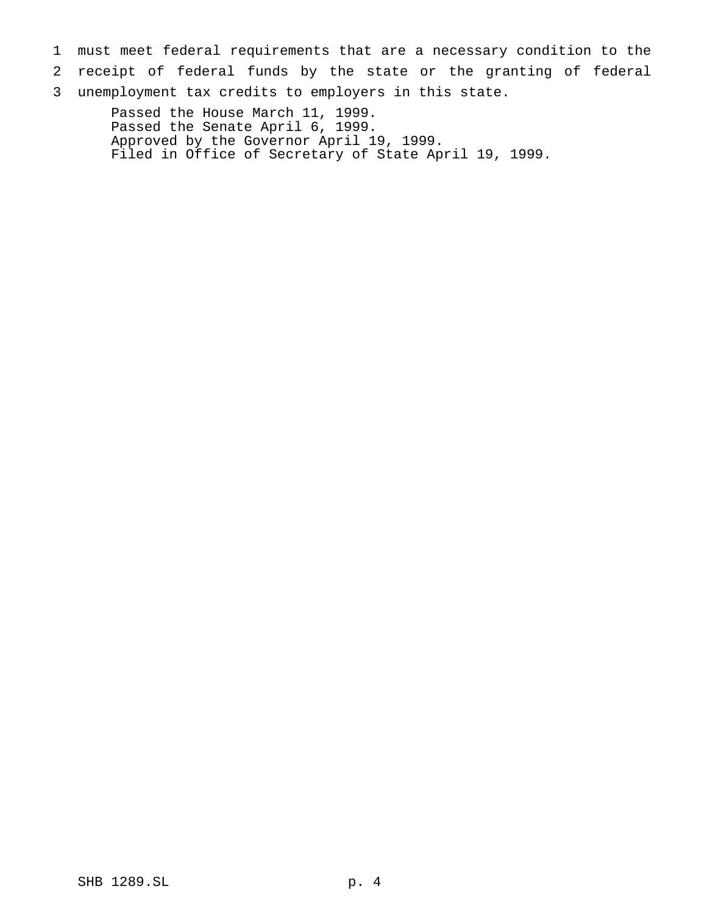must meet federal requirements that are a necessary condition to the receipt of federal funds by the state or the granting of federal unemployment tax credits to employers in this state.

Passed the House March 11, 1999.
Passed the Senate April 6, 1999.
Approved by the Governor April 19, 1999.
Filed in Office of Secretary of State April 19, 1999.